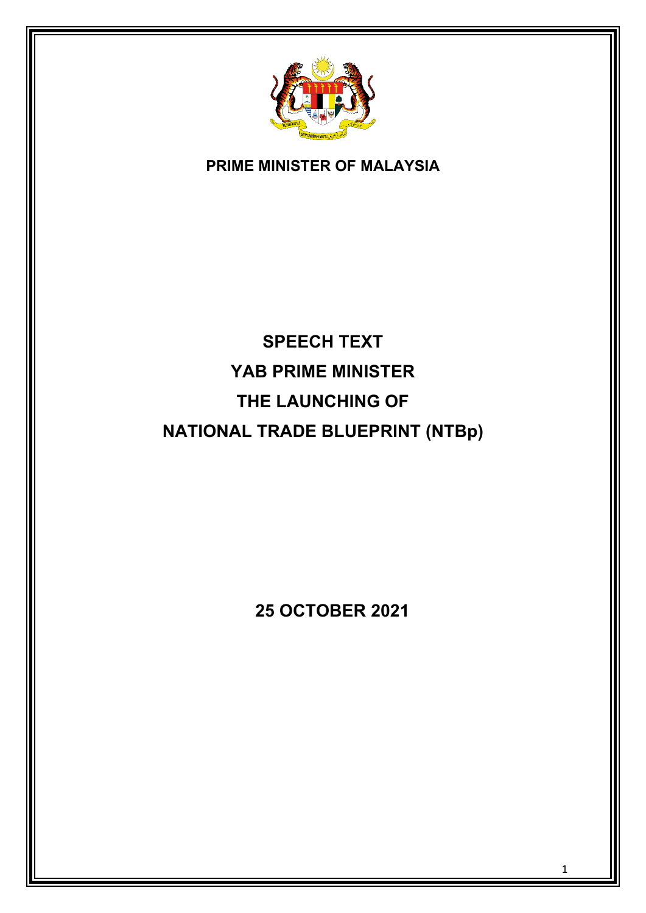**PRIME MINISTER OF MALAYSIA**

# SPEECH TEXT
# YAB PRIME MINISTER
# THE LAUNCHING OF
# NATIONAL TRADE BLUEPRINT (NTBp)

**25 OCTOBER 2021**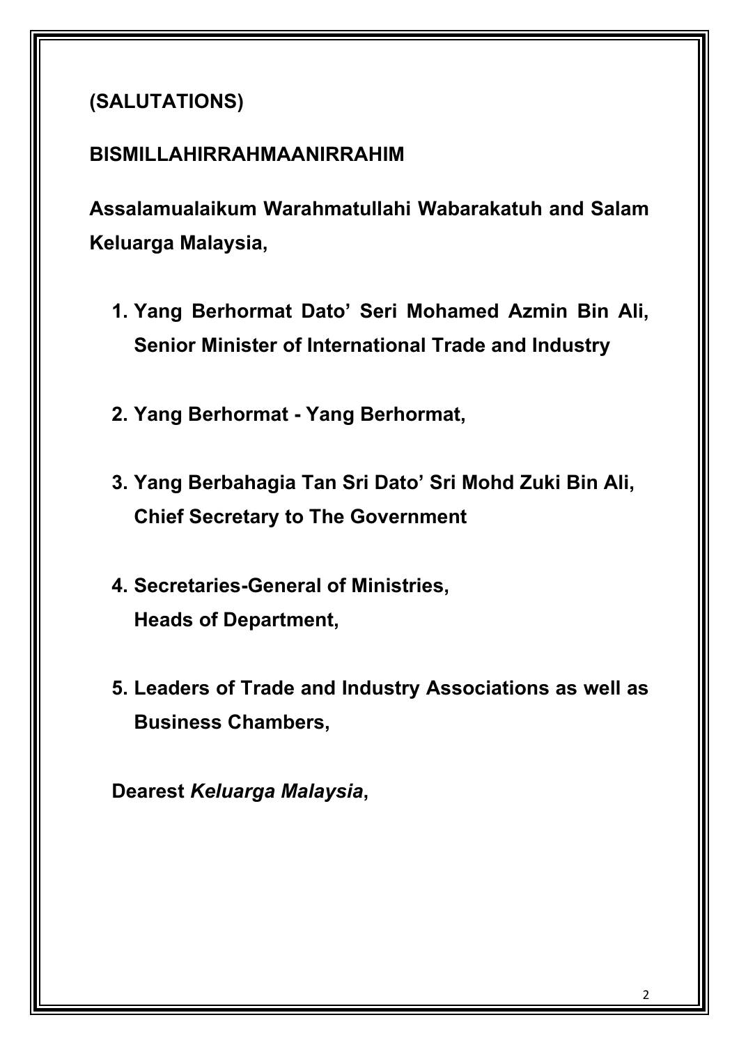**(SALUTATIONS)**

**BISMILLAHIRRAHMAANIRRAHIM**

**Assalamualaikum Warahmatullahi Wabarakatuh and Salam Keluarga Malaysia,**

1. **Yang Berhormat Dato' Seri Mohamed Azmin Bin Ali, Senior Minister of International Trade and Industry**

2. **Yang Berhormat - Yang Berhormat,**

3. **Yang Berbahagia Tan Sri Dato' Sri Mohd Zuki Bin Ali, Chief Secretary to The Government**

4. **Secretaries-General of Ministries,**
   **Heads of Department,**

5. **Leaders of Trade and Industry Associations as well as Business Chambers,**

**Dearest *Keluarga Malaysia*,**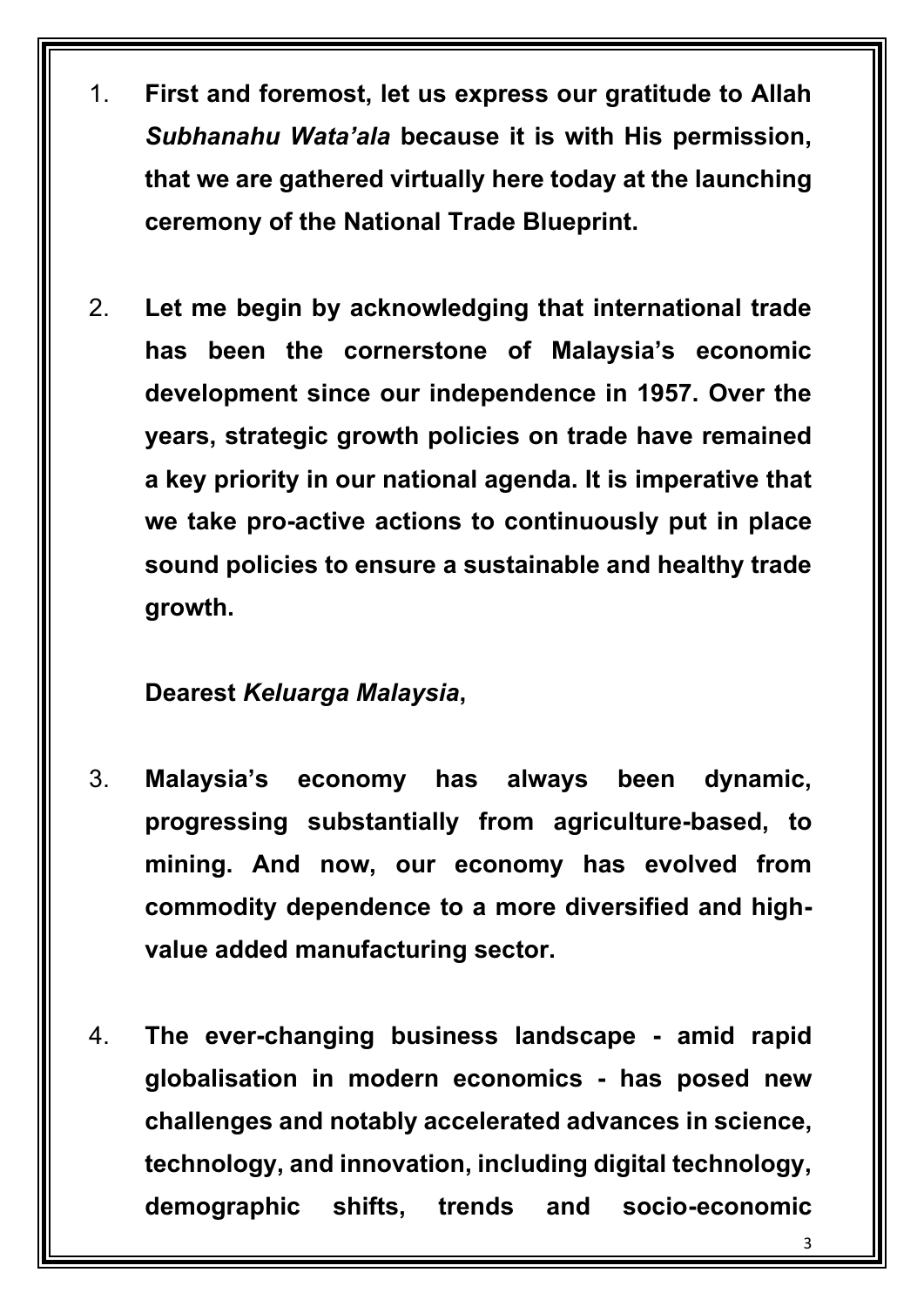1. **First and foremost, let us express our gratitude to Allah *Subhanahu Wata'ala* because it is with His permission, that we are gathered virtually here today at the launching ceremony of the National Trade Blueprint.**

2. **Let me begin by acknowledging that international trade has been the cornerstone of Malaysia's economic development since our independence in 1957. Over the years, strategic growth policies on trade have remained a key priority in our national agenda. It is imperative that we take pro-active actions to continuously put in place sound policies to ensure a sustainable and healthy trade growth.**

**Dearest *Keluarga Malaysia*,**

3. **Malaysia's economy has always been dynamic, progressing substantially from agriculture-based, to mining. And now, our economy has evolved from commodity dependence to a more diversified and high-value added manufacturing sector.**

4. **The ever-changing business landscape - amid rapid globalisation in modern economics - has posed new challenges and notably accelerated advances in science, technology, and innovation, including digital technology, demographic shifts, trends and socio-economic**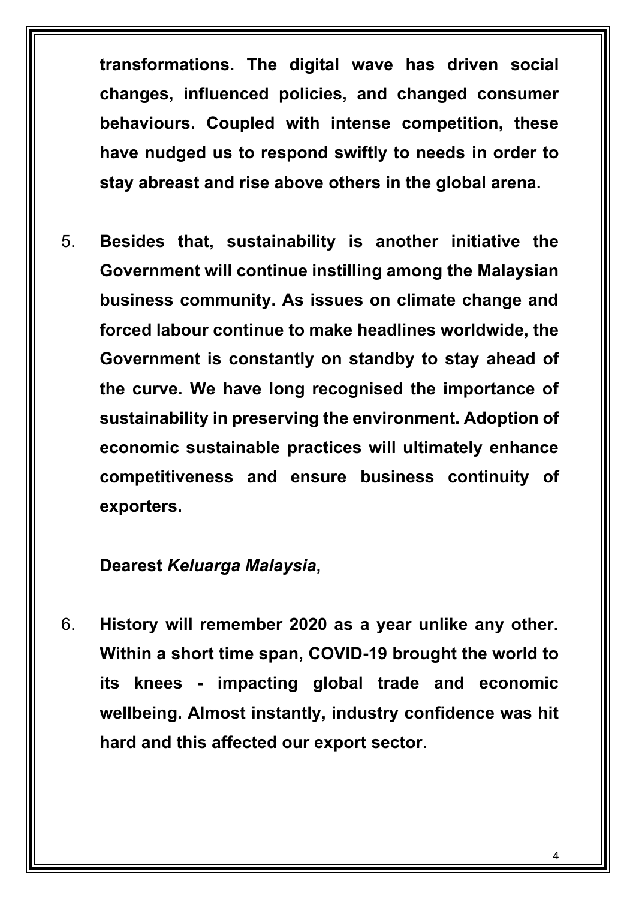**transformations. The digital wave has driven social changes, influenced policies, and changed consumer behaviours. Coupled with intense competition, these have nudged us to respond swiftly to needs in order to stay abreast and rise above others in the global arena.**

5. **Besides that, sustainability is another initiative the Government will continue instilling among the Malaysian business community. As issues on climate change and forced labour continue to make headlines worldwide, the Government is constantly on standby to stay ahead of the curve. We have long recognised the importance of sustainability in preserving the environment. Adoption of economic sustainable practices will ultimately enhance competitiveness and ensure business continuity of exporters.**

**Dearest *Keluarga Malaysia*,**

6. **History will remember 2020 as a year unlike any other. Within a short time span, COVID-19 brought the world to its knees - impacting global trade and economic wellbeing. Almost instantly, industry confidence was hit hard and this affected our export sector.**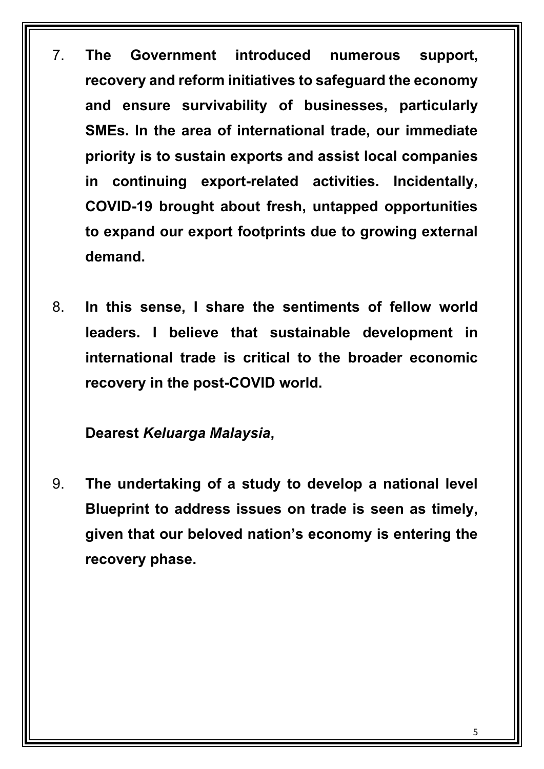7. **The Government introduced numerous support, recovery and reform initiatives to safeguard the economy and ensure survivability of businesses, particularly SMEs. In the area of international trade, our immediate priority is to sustain exports and assist local companies in continuing export-related activities. Incidentally, COVID-19 brought about fresh, untapped opportunities to expand our export footprints due to growing external demand.**

8. **In this sense, I share the sentiments of fellow world leaders. I believe that sustainable development in international trade is critical to the broader economic recovery in the post-COVID world.**

**Dearest *Keluarga Malaysia*,**

9. **The undertaking of a study to develop a national level Blueprint to address issues on trade is seen as timely, given that our beloved nation's economy is entering the recovery phase.**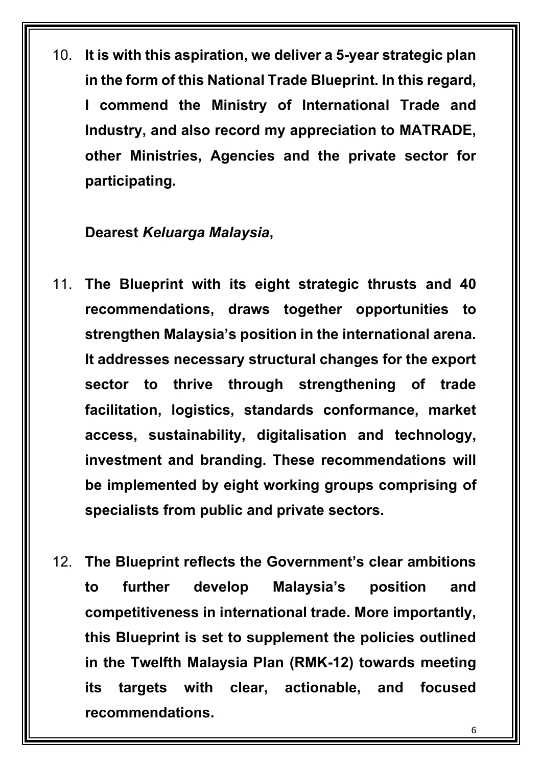10. **It is with this aspiration, we deliver a 5-year strategic plan in the form of this National Trade Blueprint. In this regard, I commend the Ministry of International Trade and Industry, and also record my appreciation to MATRADE, other Ministries, Agencies and the private sector for participating.**

**Dearest *Keluarga Malaysia*,**

11. **The Blueprint with its eight strategic thrusts and 40 recommendations, draws together opportunities to strengthen Malaysia's position in the international arena. It addresses necessary structural changes for the export sector to thrive through strengthening of trade facilitation, logistics, standards conformance, market access, sustainability, digitalisation and technology, investment and branding. These recommendations will be implemented by eight working groups comprising of specialists from public and private sectors.**

12. **The Blueprint reflects the Government's clear ambitions to further develop Malaysia's position and competitiveness in international trade. More importantly, this Blueprint is set to supplement the policies outlined in the Twelfth Malaysia Plan (RMK-12) towards meeting its targets with clear, actionable, and focused recommendations.**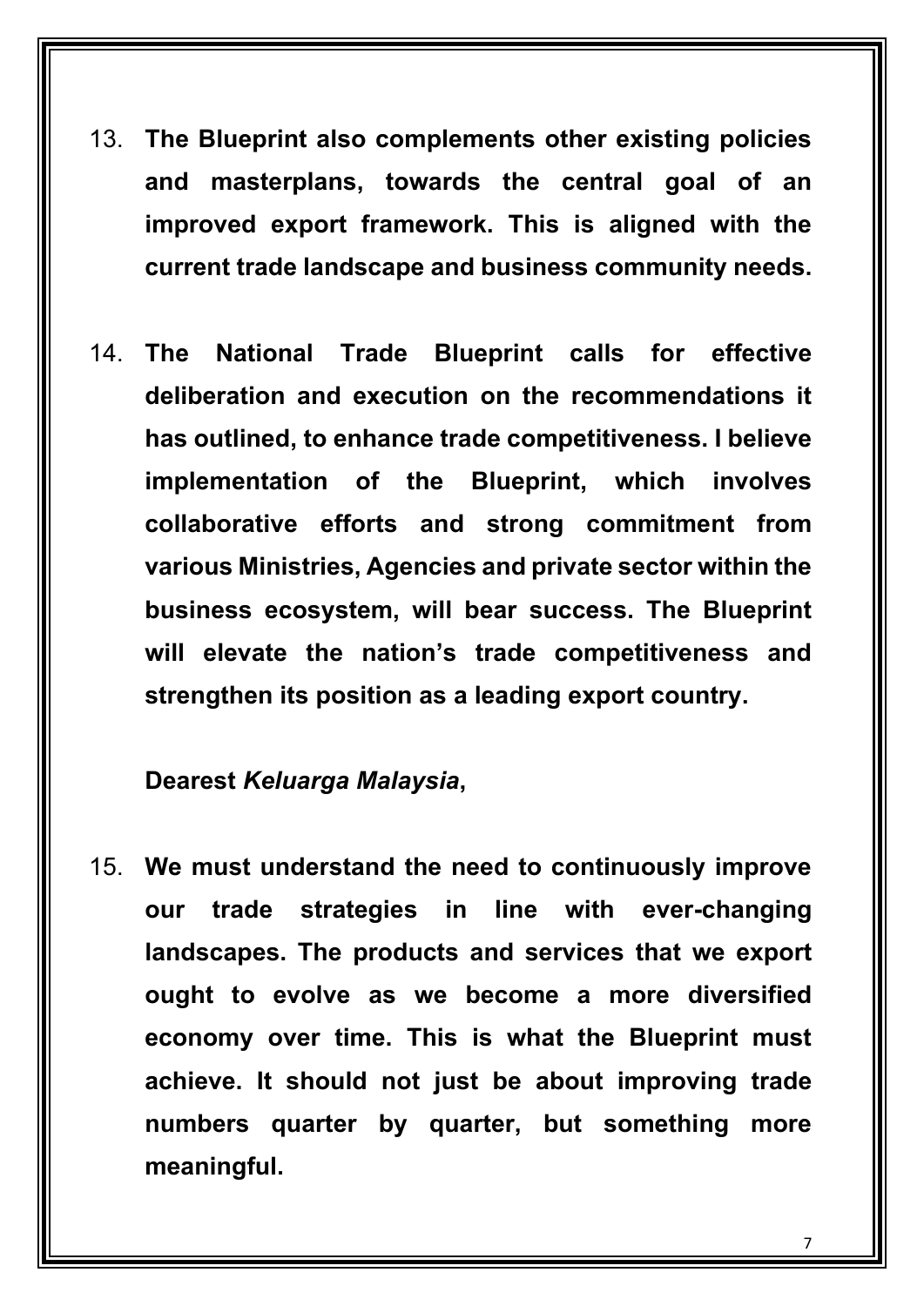13. **The Blueprint also complements other existing policies and masterplans, towards the central goal of an improved export framework. This is aligned with the current trade landscape and business community needs.**

14. **The National Trade Blueprint calls for effective deliberation and execution on the recommendations it has outlined, to enhance trade competitiveness. I believe implementation of the Blueprint, which involves collaborative efforts and strong commitment from various Ministries, Agencies and private sector within the business ecosystem, will bear success. The Blueprint will elevate the nation's trade competitiveness and strengthen its position as a leading export country.**

**Dearest *Keluarga Malaysia*,**

15. **We must understand the need to continuously improve our trade strategies in line with ever-changing landscapes. The products and services that we export ought to evolve as we become a more diversified economy over time. This is what the Blueprint must achieve. It should not just be about improving trade numbers quarter by quarter, but something more meaningful.**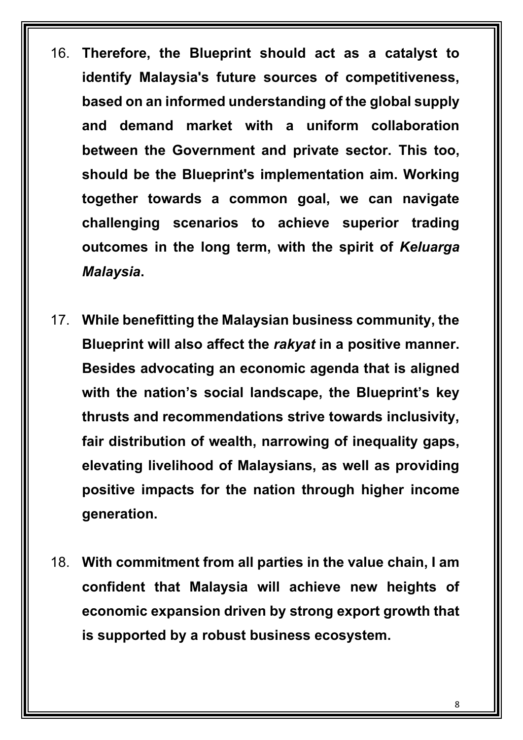16. **Therefore, the Blueprint should act as a catalyst to identify Malaysia's future sources of competitiveness, based on an informed understanding of the global supply and demand market with a uniform collaboration between the Government and private sector. This too, should be the Blueprint's implementation aim. Working together towards a common goal, we can navigate challenging scenarios to achieve superior trading outcomes in the long term, with the spirit of *Keluarga Malaysia*.**

17. **While benefitting the Malaysian business community, the Blueprint will also affect the *rakyat* in a positive manner. Besides advocating an economic agenda that is aligned with the nation's social landscape, the Blueprint's key thrusts and recommendations strive towards inclusivity, fair distribution of wealth, narrowing of inequality gaps, elevating livelihood of Malaysians, as well as providing positive impacts for the nation through higher income generation.**

18. **With commitment from all parties in the value chain, I am confident that Malaysia will achieve new heights of economic expansion driven by strong export growth that is supported by a robust business ecosystem.**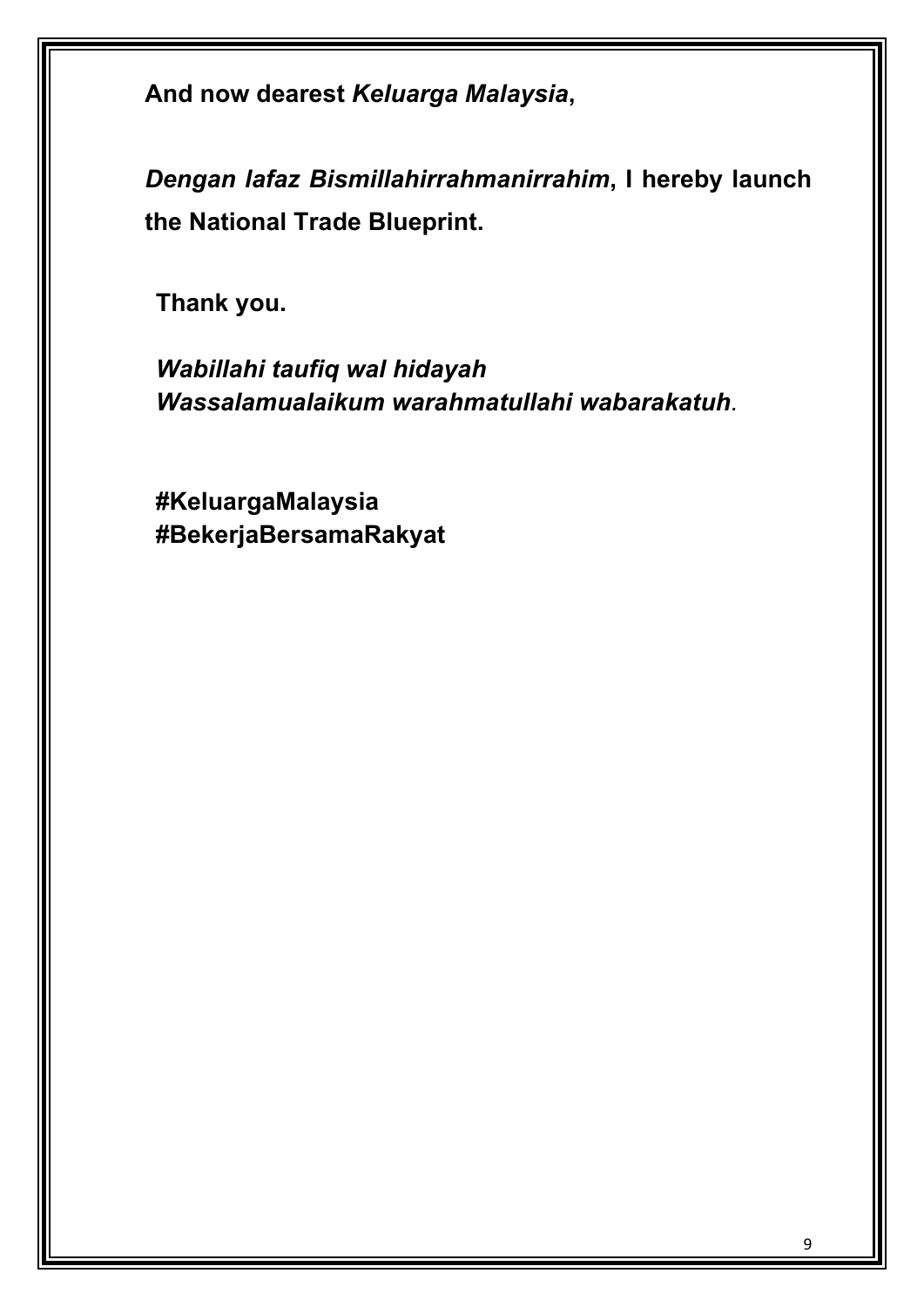**And now dearest *Keluarga Malaysia*,**

***Dengan lafaz Bismillahirrahmanirrahim*, I hereby launch the National Trade Blueprint.**

**Thank you.**

***Wabillahi taufiq wal hidayah***
***Wassalamualaikum warahmatullahi wabarakatuh*.**

**#KeluargaMalaysia**
**#BekerjaBersamaRakyat**